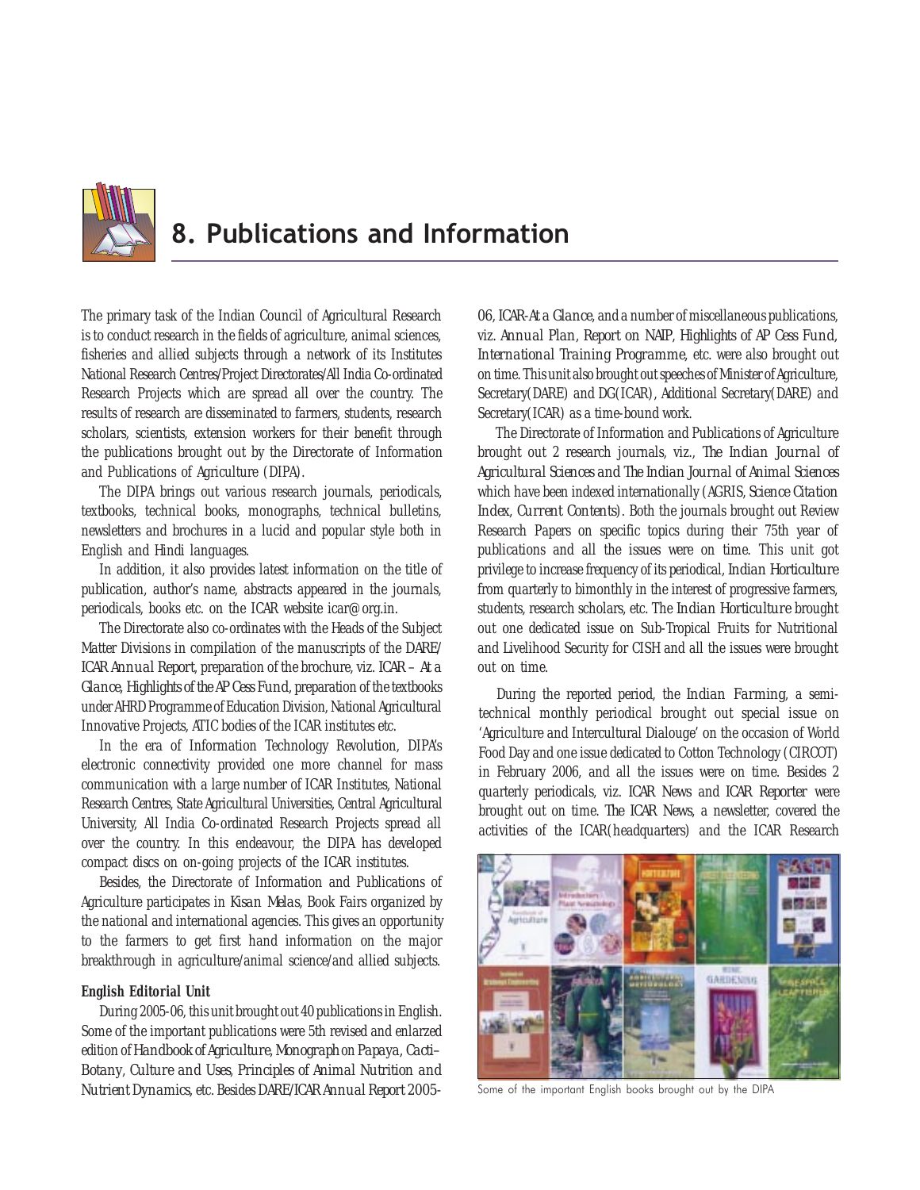# 8. Publications and Information

The primary task of the Indian Council of Agricultural Research is to conduct research in the fields of agriculture, animal sciences, fisheries and allied subjects through a network of its Institutes National Research Centres/Project Directorates/All India Co-ordinated Research Projects which are spread all over the country. The results of research are disseminated to farmers, students, research scholars, scientists, extension workers for their benefit through the publications brought out by the Directorate of Information and Publications of Agriculture (DIPA).

The DIPA brings out various research journals, periodicals, textbooks, technical books, monographs, technical bulletins, newsletters and brochures in a lucid and popular style both in English and Hindi languages.

In addition, it also provides latest information on the title of publication, author's name, abstracts appeared in the journals, periodicals, books etc. on the ICAR website icar@org.in.

The Directorate also co-ordinates with the Heads of the Subject Matter Divisions in compilation of the manuscripts of the *DARE/ICAR Annual Report*, preparation of the brochure, viz. *ICAR – At a Glance*, *Highlights of the AP Cess Fund*, preparation of the textbooks under AHRD Programme of Education Division, National Agricultural Innovative Projects, ATIC bodies of the ICAR institutes etc.

In the era of Information Technology Revolution, DIPA's electronic connectivity provided one more channel for mass communication with a large number of ICAR Institutes, National Research Centres, State Agricultural Universities, Central Agricultural University, All India Co-ordinated Research Projects spread all over the country. In this endeavour, the DIPA has developed compact discs on on-going projects of the ICAR institutes.

Besides, the Directorate of Information and Publications of Agriculture participates in *Kisan Melas*, Book Fairs organized by the national and international agencies. This gives an opportunity to the farmers to get first hand information on the major breakthrough in agriculture/animal science/and allied subjects.

**English Editorial Unit**

During 2005-06, this unit brought out 40 publications in English. Some of the important publications were 5th revised and enlarzed edition of *Handbook of Agriculture*, *Monograph on Papaya*, *Cacti–Botany, Culture and Uses*, *Principles of Animal Nutrition and Nutrient Dynamics*, etc. Besides *DARE/ICAR Annual Report 2005-06*, *ICAR-At a Glance*, and a number of miscellaneous publications, viz. *Annual Plan*, *Report on NAIP*, *Highlights of AP Cess Fund*, *International Training Programme*, etc. were also brought out on time. This unit also brought out speeches of Minister of Agriculture, Secretary(DARE) and DG(ICAR), Additional Secretary(DARE) and Secretary(ICAR) as a time-bound work.

The Directorate of Information and Publications of Agriculture brought out 2 research journals, viz., *The Indian Journal of Agricultural Sciences* and *The Indian Journal of Animal Sciences* which have been indexed internationally (AGRIS, *Science Citation Index*, *Current Contents*). Both the journals brought out Review Research Papers on specific topics during their 75th year of publications and all the issues were on time. This unit got privilege to increase frequency of its periodical, *Indian Horticulture* from quarterly to bimonthly in the interest of progressive farmers, students, research scholars, etc. The *Indian Horticulture* brought out one dedicated issue on Sub-Tropical Fruits for Nutritional and Livelihood Security for CISH and all the issues were brought out on time.

During the reported period, the *Indian Farming*, a semi-technical monthly periodical brought out special issue on 'Agriculture and Intercultural Dialouge' on the occasion of World Food Day and one issue dedicated to Cotton Technology (CIRCOT) in February 2006, and all the issues were on time. Besides 2 quarterly periodicals, viz. *ICAR News* and *ICAR Reporter* were brought out on time. The *ICAR News*, a newsletter, covered the activities of the ICAR(headquarters) and the ICAR Research

Some of the important English books brought out by the DIPA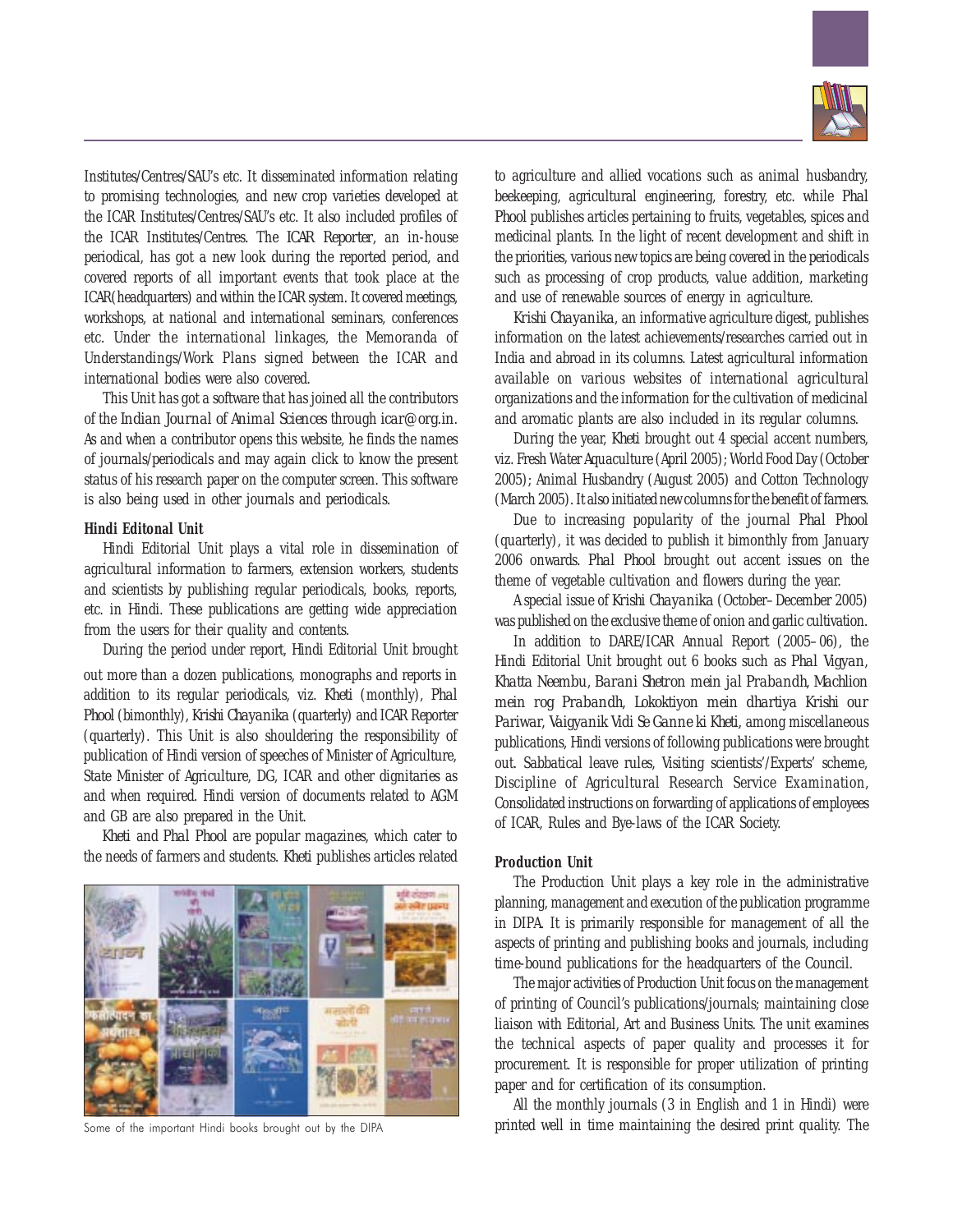Institutes/Centres/SAU's etc. It disseminated information relating to promising technologies, and new crop varieties developed at the ICAR Institutes/Centres/SAU's etc. It also included profiles of the ICAR Institutes/Centres. The *ICAR Reporter*, an in-house periodical, has got a new look during the reported period, and covered reports of all important events that took place at the ICAR(headquarters) and within the ICAR system. It covered meetings, workshops, at national and international seminars, conferences etc. Under the international linkages, the Memoranda of Understandings/Work Plans signed between the ICAR and international bodies were also covered.

This Unit has got a software that has joined all the contributors of the *Indian Journal of Animal Sciences* through *icar@org.in*. As and when a contributor opens this website, he finds the names of journals/periodicals and may again click to know the present status of his research paper on the computer screen. This software is also being used in other journals and periodicals.

**Hindi Editonal Unit**

Hindi Editorial Unit plays a vital role in dissemination of agricultural information to farmers, extension workers, students and scientists by publishing regular periodicals, books, reports, etc. in Hindi. These publications are getting wide appreciation from the users for their quality and contents.

During the period under report, Hindi Editorial Unit brought out more than a dozen publications, monographs and reports in addition to its regular periodicals, viz. *Kheti* (monthly), *Phal Phool* (bimonthly), *Krishi Chayanika* (quarterly) and ICAR Reporter (quarterly). This Unit is also shouldering the responsibility of publication of Hindi version of speeches of Minister of Agriculture, State Minister of Agriculture, DG, ICAR and other dignitaries as and when required. Hindi version of documents related to AGM and GB are also prepared in the Unit.

*Kheti* and *Phal Phool* are popular magazines, which cater to the needs of farmers and students. *Kheti* publishes articles related to agriculture and allied vocations such as animal husbandry, beekeeping, agricultural engineering, forestry, etc. while *Phal Phool* publishes articles pertaining to fruits, vegetables, spices and medicinal plants. In the light of recent development and shift in the priorities, various new topics are being covered in the periodicals such as processing of crop products, value addition, marketing and use of renewable sources of energy in agriculture.

*Krishi Chayanika*, an informative agriculture digest, publishes information on the latest achievements/researches carried out in India and abroad in its columns. Latest agricultural information available on various websites of international agricultural organizations and the information for the cultivation of medicinal and aromatic plants are also included in its regular columns.

During the year, *Kheti* brought out 4 special accent numbers, viz. Fresh Water Aquaculture (April 2005); World Food Day (October 2005); Animal Husbandry (August 2005) and Cotton Technology (March 2005). It also initiated new columns for the benefit of farmers.

Due to increasing popularity of the journal *Phal Phool* (quarterly), it was decided to publish it bimonthly from January 2006 onwards. *Phal Phool* brought out accent issues on the theme of vegetable cultivation and flowers during the year.

A special issue of *Krishi Chayanika* (October–December 2005) was published on the exclusive theme of onion and garlic cultivation.

In addition to DARE/ICAR Annual Report (2005–06), the Hindi Editorial Unit brought out 6 books such as *Phal Vigyan*, *Khatta Neembu*, *Barani Shetron mein jal Prabandh*, *Machlion mein rog Prabandh*, *Lokoktiyon mein dhartiya Krishi our Pariwar*, *Vaigyanik Vidi Se Ganne ki Kheti*, among miscellaneous publications, Hindi versions of following publications were brought out. Sabbatical leave rules, Visiting scientists'/Experts' scheme, Discipline of Agricultural Research Service Examination, Consolidated instructions on forwarding of applications of employees of ICAR, Rules and Bye-laws of the ICAR Society.

Some of the important Hindi books brought out by the DIPA

**Production Unit**

The Production Unit plays a key role in the administrative planning, management and execution of the publication programme in DIPA. It is primarily responsible for management of all the aspects of printing and publishing books and journals, including time-bound publications for the headquarters of the Council.

The major activities of Production Unit focus on the management of printing of Council's publications/journals; maintaining close liaison with Editorial, Art and Business Units. The unit examines the technical aspects of paper quality and processes it for procurement. It is responsible for proper utilization of printing paper and for certification of its consumption.

All the monthly journals (3 in English and 1 in Hindi) were printed well in time maintaining the desired print quality. The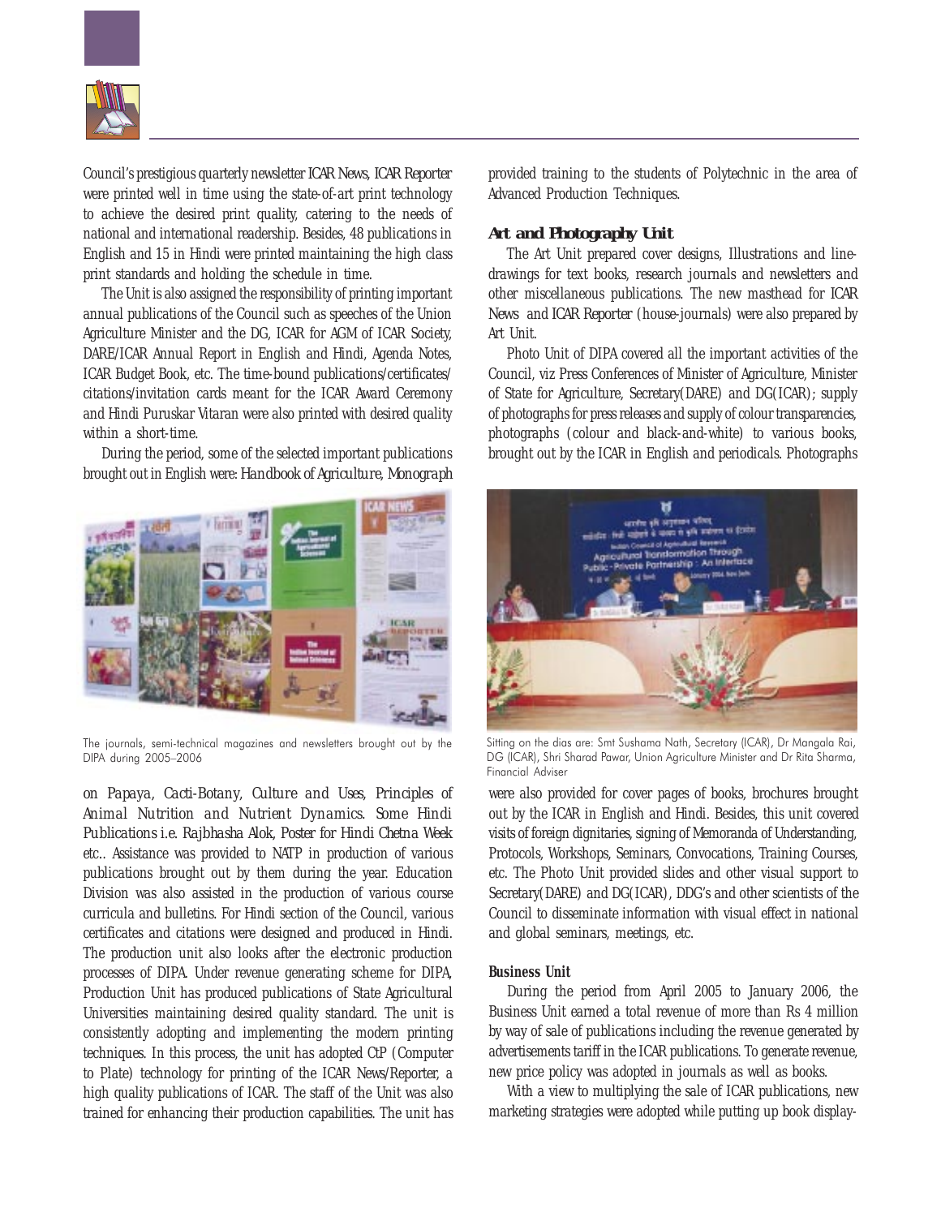Council's prestigious quarterly newsletter ICAR News, ICAR Reporter were printed well in time using the state-of-art print technology to achieve the desired print quality, catering to the needs of national and international readership. Besides, 48 publications in English and 15 in Hindi were printed maintaining the high class print standards and holding the schedule in time.

The Unit is also assigned the responsibility of printing important annual publications of the Council such as speeches of the Union Agriculture Minister and the DG, ICAR for AGM of ICAR Society, DARE/ICAR Annual Report in English and Hindi, Agenda Notes, ICAR Budget Book, etc. The time-bound publications/certificates/citations/invitation cards meant for the ICAR Award Ceremony and Hindi Puruskar Vitaran were also printed with desired quality within a short-time.

During the period, some of the selected important publications brought out in English were: *Handbook of Agriculture, Monograph on Papaya, Cacti-Botany, Culture and Uses, Principles of Animal Nutrition and Nutrient Dynamics*. Some Hindi Publications i.e. *Rajbhasha Alok, Poster for Hindi Chetna Week* etc.. Assistance was provided to NATP in production of various publications brought out by them during the year. Education Division was also assisted in the production of various course curricula and bulletins. For Hindi section of the Council, various certificates and citations were designed and produced in Hindi. The production unit also looks after the electronic production processes of DIPA. Under revenue generating scheme for DIPA, Production Unit has produced publications of State Agricultural Universities maintaining desired quality standard. The unit is consistently adopting and implementing the modern printing techniques. In this process, the unit has adopted CtP (Computer to Plate) technology for printing of the ICAR News/Reporter, a high quality publications of ICAR. The staff of the Unit was also trained for enhancing their production capabilities. The unit has provided training to the students of Polytechnic in the area of Advanced Production Techniques.

The journals, semi-technical magazines and newsletters brought out by the DIPA during 2005–2006

### Art and Photography Unit

The Art Unit prepared cover designs, Illustrations and line-drawings for text books, research journals and newsletters and other miscellaneous publications. The new masthead for ICAR News and ICAR Reporter (house-journals) were also prepared by Art Unit.

Photo Unit of DIPA covered all the important activities of the Council, viz Press Conferences of Minister of Agriculture, Minister of State for Agriculture, Secretary(DARE) and DG(ICAR); supply of photographs for press releases and supply of colour transparencies, photographs (colour and black-and-white) to various books, brought out by the ICAR in English and periodicals. Photographs were also provided for cover pages of books, brochures brought out by the ICAR in English and Hindi. Besides, this unit covered visits of foreign dignitaries, signing of Memoranda of Understanding, Protocols, Workshops, Seminars, Convocations, Training Courses, etc. The Photo Unit provided slides and other visual support to Secretary(DARE) and DG(ICAR), DDG's and other scientists of the Council to disseminate information with visual effect in national and global seminars, meetings, etc.

Sitting on the dias are: Smt Sushama Nath, Secretary (ICAR), Dr Mangala Rai, DG (ICAR), Shri Sharad Pawar, Union Agriculture Minister and Dr Rita Sharma, Financial Adviser

### Business Unit

During the period from April 2005 to January 2006, the Business Unit earned a total revenue of more than Rs 4 million by way of sale of publications including the revenue generated by advertisements tariff in the ICAR publications. To generate revenue, new price policy was adopted in journals as well as books.

With a view to multiplying the sale of ICAR publications, new marketing strategies were adopted while putting up book display-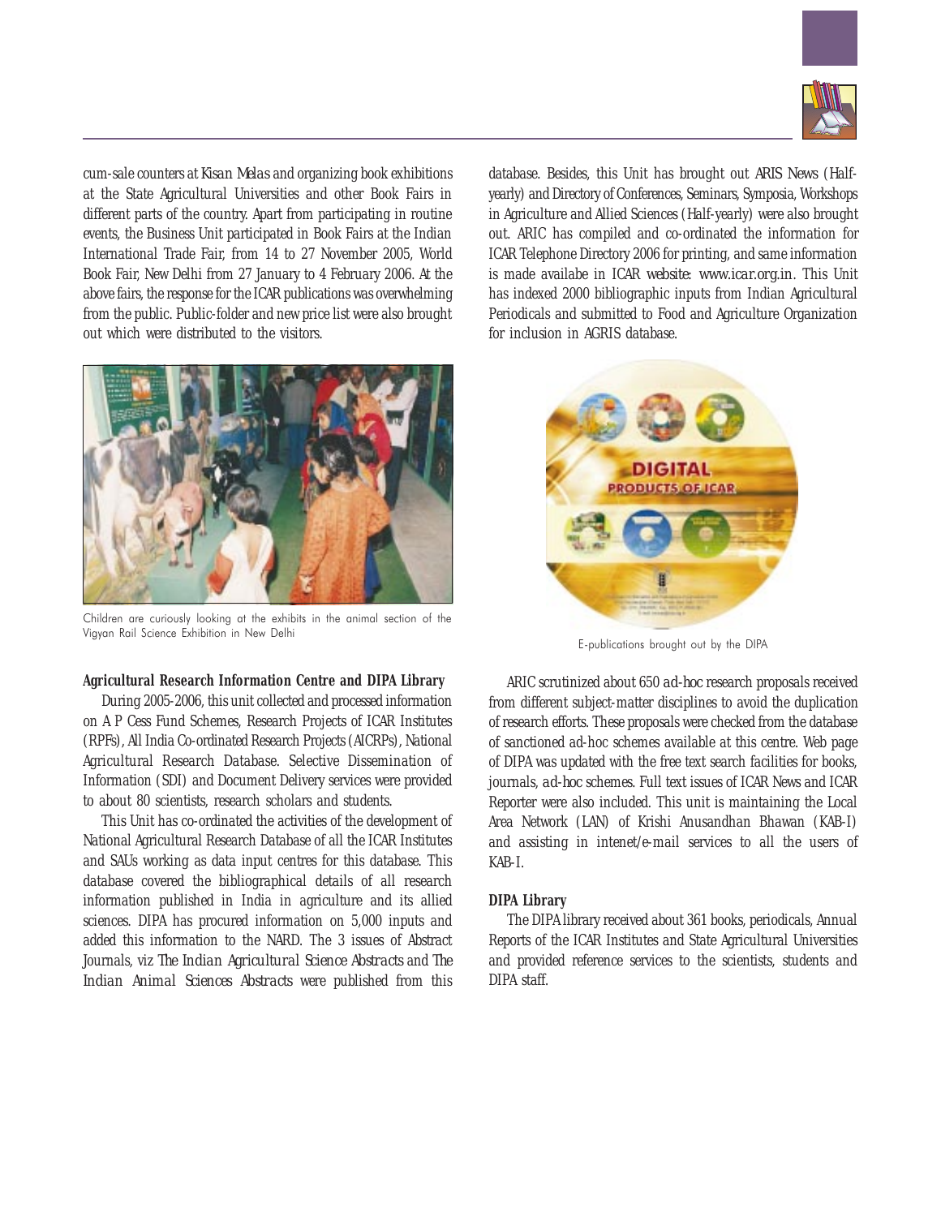cum-sale counters at *Kisan Melas* and organizing book exhibitions at the State Agricultural Universities and other Book Fairs in different parts of the country. Apart from participating in routine events, the Business Unit participated in Book Fairs at the Indian International Trade Fair, from 14 to 27 November 2005, World Book Fair, New Delhi from 27 January to 4 February 2006. At the above fairs, the response for the ICAR publications was overwhelming from the public. Public-folder and new price list were also brought out which were distributed to the visitors.

Children are curiously looking at the exhibits in the animal section of the Vigyan Rail Science Exhibition in New Delhi

**Agricultural Research Information Centre and DIPA Library**

During 2005-2006, this unit collected and processed information on A P Cess Fund Schemes, Research Projects of ICAR Institutes (RPFs), All India Co-ordinated Research Projects (AICRPs), National Agricultural Research Database. Selective Dissemination of Information (SDI) and Document Delivery services were provided to about 80 scientists, research scholars and students.

This Unit has co-ordinated the activities of the development of National Agricultural Research Database of all the ICAR Institutes and SAUs working as data input centres for this database. This database covered the bibliographical details of all research information published in India in agriculture and its allied sciences. DIPA has procured information on 5,000 inputs and added this information to the NARD. The 3 issues of Abstract Journals, viz *The Indian Agricultural Science Abstracts* and *The Indian Animal Sciences Abstracts* were published from this database. Besides, this Unit has brought out *ARIS News* (Half-yearly) and Directory of Conferences, Seminars, Symposia, Workshops in Agriculture and Allied Sciences (Half-yearly) were also brought out. ARIC has compiled and co-ordinated the information for ICAR Telephone Directory 2006 for printing, and same information is made availabe in ICAR website: *www.icar.org.in*. This Unit has indexed 2000 bibliographic inputs from Indian Agricultural Periodicals and submitted to Food and Agriculture Organization for inclusion in AGRIS database.

E-publications brought out by the DIPA

ARIC scrutinized about 650 *ad-hoc* research proposals received from different subject-matter disciplines to avoid the duplication of research efforts. These proposals were checked from the database of sanctioned *ad-hoc* schemes available at this centre. Web page of DIPA was updated with the free text search facilities for books, journals, *ad-hoc* schemes. Full text issues of ICAR News and ICAR Reporter were also included. This unit is maintaining the Local Area Network (LAN) of Krishi Anusandhan Bhawan (KAB-I) and assisting in intenet/e-mail services to all the users of KAB-I.

**DIPA Library**

The DIPA library received about 361 books, periodicals, Annual Reports of the ICAR Institutes and State Agricultural Universities and provided reference services to the scientists, students and DIPA staff.